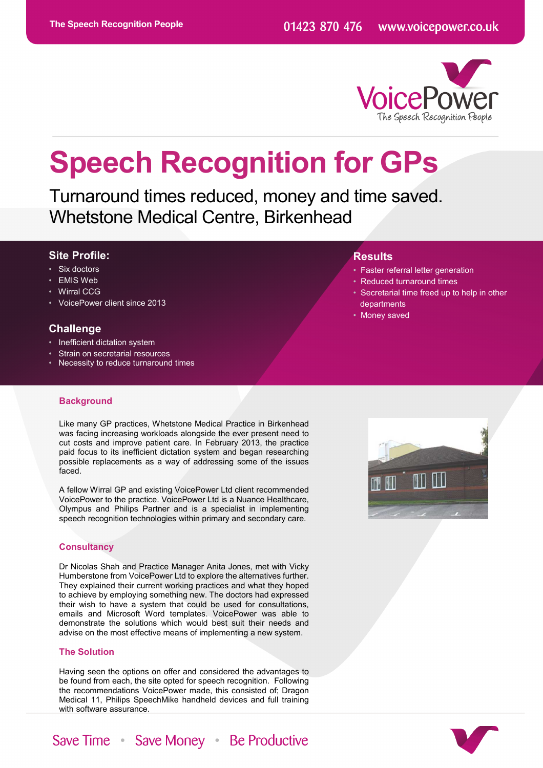# Speech Recognition for GPs

## Turnaround times reduced, money and time saved. Whetstone Medical Centre, Birkenhead

### Site Profile:

- Six doctors
- EMIS Web
- Wirral CCG
- VoicePower client since 2013

### Challenge

- Inefficient dictation system
- Strain on secretarial resources
- Necessity to reduce turnaround times

### Results

- Faster referral letter generation
- Reduced turnaround times
- Secretarial time freed up to help in other departments
- Money saved

### Background

Like many GP practices, Whetstone Medical Practice in Birkenhead was facing increasing workloads alongside the ever present need to cut costs and improve patient care. In February 2013, the practice paid focus to its inefficient dictation system and began researching possible replacements as a way of addressing some of the issues faced.

A fellow Wirral GP and existing VoicePower Ltd client recommended VoicePower to the practice. VoicePower Ltd is a Nuance Healthcare, Olympus and Philips Partner and is a specialist in implementing speech recognition technologies within primary and secondary care.

### Consultancy

Dr Nicolas Shah and Practice Manager Anita Jones, met with Vicky Humberstone from VoicePower Ltd to explore the alternatives further. They explained their current working practices and what they hoped to achieve by employing something new. The doctors had expressed their wish to have a system that could be used for consultations, emails and Microsoft Word templates. VoicePower was able to demonstrate the solutions which would best suit their needs and advise on the most effective means of implementing a new system.

### The Solution

Having seen the options on offer and considered the advantages to be found from each, the site opted for speech recognition. Following the recommendations VoicePower made, this consisted of; Dragon Medical 11, Philips SpeechMike handheld devices and full training with software assurance.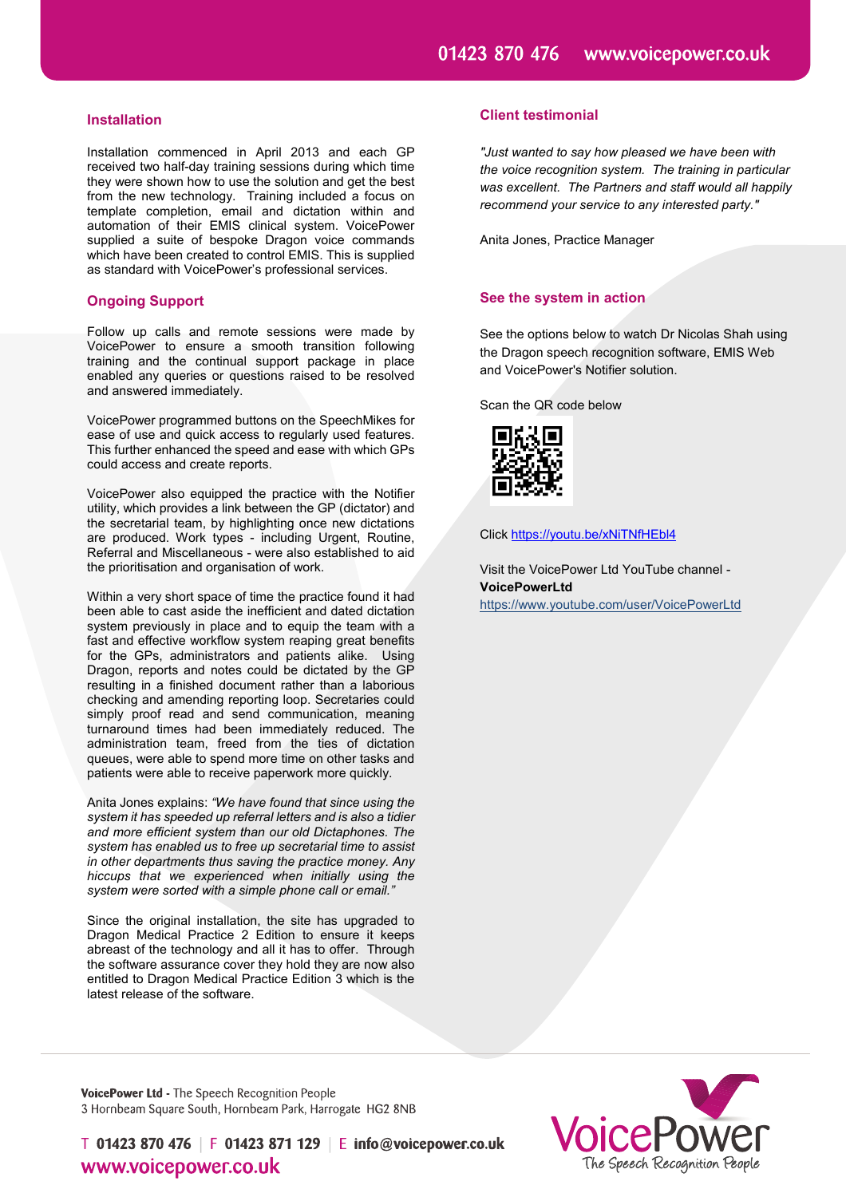## Installation

Installation commenced in April 2013 and each GP received two half-day training sessions during which time they were shown how to use the solution and get the best from the new technology. Training included a focus on template completion, email and dictation within and automation of their EMIS clinical system. VoicePower supplied a suite of bespoke Dragon voice commands which have been created to control EMIS. This is supplied as standard with VoicePower's professional services.

## Ongoing Support

Follow up calls and remote sessions were made by VoicePower to ensure a smooth transition following training and the continual support package in place enabled any queries or questions raised to be resolved and answered immediately.

VoicePower programmed buttons on the SpeechMikes for ease of use and quick access to regularly used features. This further enhanced the speed and ease with which GPs could access and create reports.

VoicePower also equipped the practice with the Notifier utility, which provides a link between the GP (dictator) and the secretarial team, by highlighting once new dictations are produced. Work types - including Urgent, Routine, Referral and Miscellaneous - were also established to aid the prioritisation and organisation of work.

Within a very short space of time the practice found it had been able to cast aside the inefficient and dated dictation system previously in place and to equip the team with a fast and effective workflow system reaping great benefits for the GPs, administrators and patients alike. Using Dragon, reports and notes could be dictated by the GP resulting in a finished document rather than a laborious checking and amending reporting loop. Secretaries could simply proof read and send communication, meaning turnaround times had been immediately reduced. The administration team, freed from the ties of dictation queues, were able to spend more time on other tasks and patients were able to receive paperwork more quickly.

Anita Jones explains: *"We have found that since using the system it has speeded up referral letters and is also a tidier and more efficient system than our old Dictaphones. The system has enabled us to free up secretarial time to assist in other departments thus saving the practice money. Any hiccups that we experienced when initially using the system were sorted with a simple phone call or email."*

Since the original installation, the site has upgraded to Dragon Medical Practice 2 Edition to ensure it keeps abreast of the technology and all it has to offer. Through the software assurance cover they hold they are now also entitled to Dragon Medical Practice Edition 3 which is the latest release of the software.

## Client testimonial

*"Just wanted to say how pleased we have been with the voice recognition system. The training in particular was excellent. The Partners and staff would all happily recommend your service to any interested party."*

Anita Jones, Practice Manager

## See the system in action

See the options below to watch Dr Nicolas Shah using the Dragon speech recognition software, EMIS Web and VoicePower's Notifier solution.

Scan the QR code below

Click https://youtu.be/xNiTNfHEbl4

Visit the VoicePower Ltd YouTube channel - **VoicePowerLtd**
https://www.youtube.com/user/VoicePowerLtd

**VoicePower Ltd** - The Speech Recognition People
3 Hornbeam Square South, Hornbeam Park, Harrogate HG2 8NB

T **01423 870 476** | F **01423 871 129** | E **info@voicepower.co.uk**
www.voicepower.co.uk